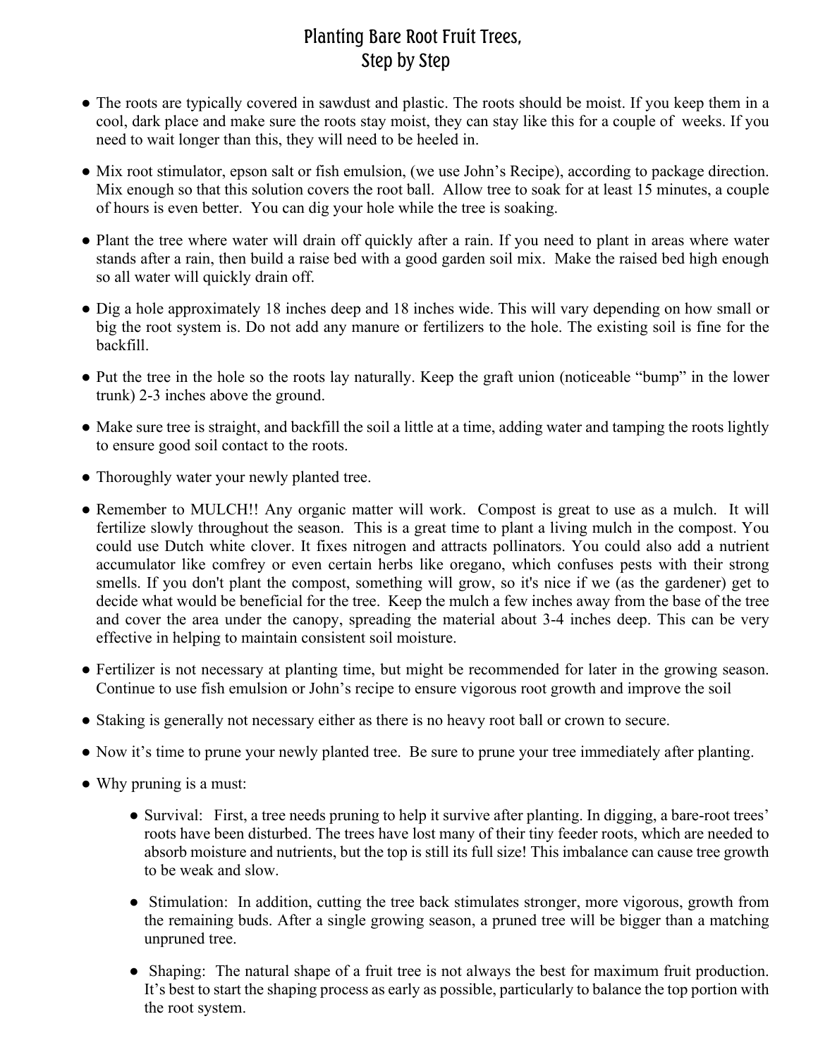# Planting Bare Root Fruit Trees, Step by Step

- The roots are typically covered in sawdust and plastic. The roots should be moist. If you keep them in a cool, dark place and make sure the roots stay moist, they can stay like this for a couple of weeks. If you need to wait longer than this, they will need to be heeled in.
- Mix root stimulator, epson salt or fish emulsion, (we use John's Recipe), according to package direction. Mix enough so that this solution covers the root ball. Allow tree to soak for at least 15 minutes, a couple of hours is even better. You can dig your hole while the tree is soaking.
- Plant the tree where water will drain off quickly after a rain. If you need to plant in areas where water stands after a rain, then build a raise bed with a good garden soil mix. Make the raised bed high enough so all water will quickly drain off.
- Dig a hole approximately 18 inches deep and 18 inches wide. This will vary depending on how small or big the root system is. Do not add any manure or fertilizers to the hole. The existing soil is fine for the backfill.
- Put the tree in the hole so the roots lay naturally. Keep the graft union (noticeable "bump" in the lower trunk) 2-3 inches above the ground.
- Make sure tree is straight, and backfill the soil a little at a time, adding water and tamping the roots lightly to ensure good soil contact to the roots.
- Thoroughly water your newly planted tree.
- Remember to MULCH!! Any organic matter will work. Compost is great to use as a mulch. It will fertilize slowly throughout the season. This is a great time to plant a living mulch in the compost. You could use Dutch white clover. It fixes nitrogen and attracts pollinators. You could also add a nutrient accumulator like comfrey or even certain herbs like oregano, which confuses pests with their strong smells. If you don't plant the compost, something will grow, so it's nice if we (as the gardener) get to decide what would be beneficial for the tree. Keep the mulch a few inches away from the base of the tree and cover the area under the canopy, spreading the material about 3-4 inches deep. This can be very effective in helping to maintain consistent soil moisture.
- Fertilizer is not necessary at planting time, but might be recommended for later in the growing season. Continue to use fish emulsion or John's recipe to ensure vigorous root growth and improve the soil
- Staking is generally not necessary either as there is no heavy root ball or crown to secure.
- Now it's time to prune your newly planted tree. Be sure to prune your tree immediately after planting.
- Why pruning is a must:
    - Survival: First, a tree needs pruning to help it survive after planting. In digging, a bare-root trees' roots have been disturbed. The trees have lost many of their tiny feeder roots, which are needed to absorb moisture and nutrients, but the top is still its full size! This imbalance can cause tree growth to be weak and slow.
    - Stimulation: In addition, cutting the tree back stimulates stronger, more vigorous, growth from the remaining buds. After a single growing season, a pruned tree will be bigger than a matching unpruned tree.
    - Shaping: The natural shape of a fruit tree is not always the best for maximum fruit production. It's best to start the shaping process as early as possible, particularly to balance the top portion with the root system.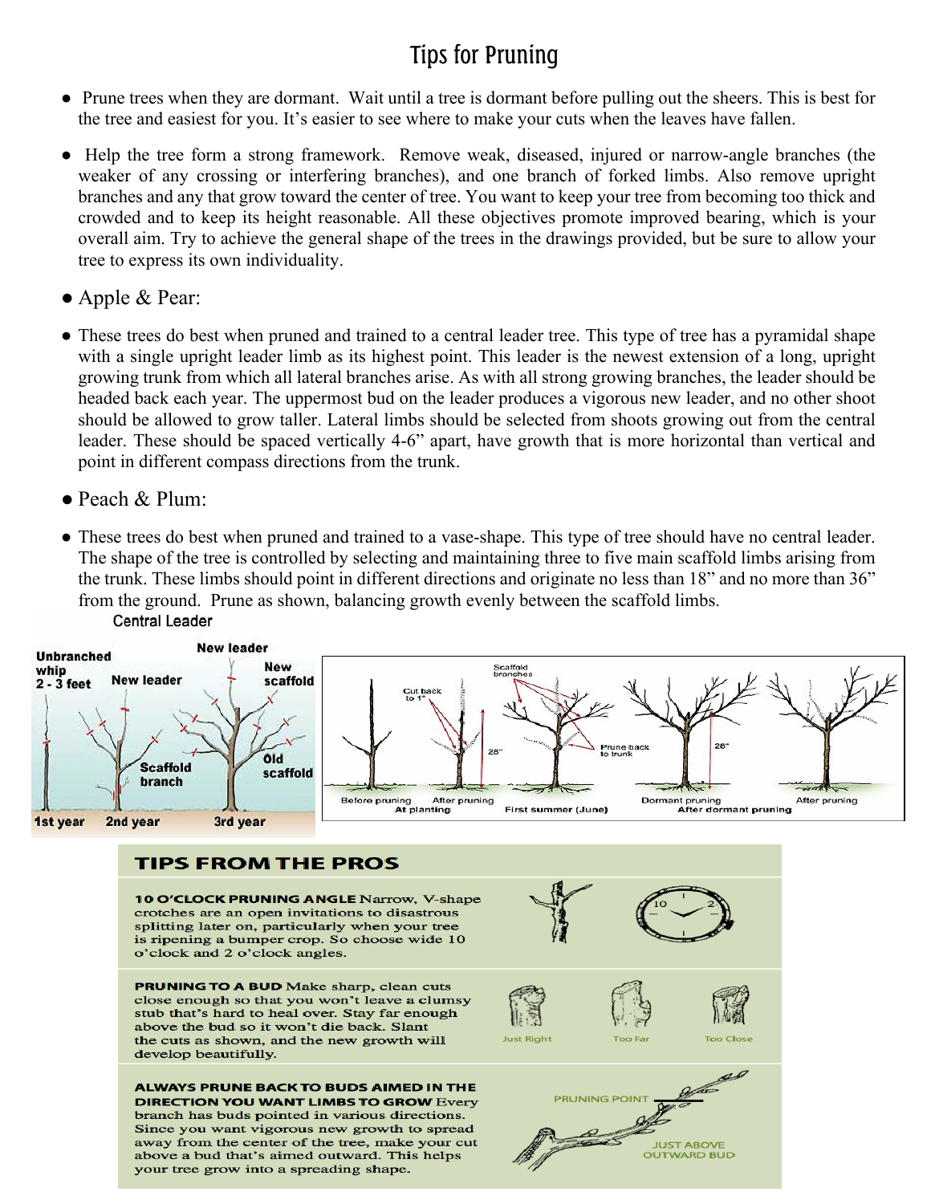# Tips for Pruning

- Prune trees when they are dormant. Wait until a tree is dormant before pulling out the sheers. This is best for the tree and easiest for you. It's easier to see where to make your cuts when the leaves have fallen.
- Help the tree form a strong framework. Remove weak, diseased, injured or narrow-angle branches (the weaker of any crossing or interfering branches), and one branch of forked limbs. Also remove upright branches and any that grow toward the center of tree. You want to keep your tree from becoming too thick and crowded and to keep its height reasonable. All these objectives promote improved bearing, which is your overall aim. Try to achieve the general shape of the trees in the drawings provided, but be sure to allow your tree to express its own individuality.
- Apple & Pear:
- These trees do best when pruned and trained to a central leader tree. This type of tree has a pyramidal shape with a single upright leader limb as its highest point. This leader is the newest extension of a long, upright growing trunk from which all lateral branches arise. As with all strong growing branches, the leader should be headed back each year. The uppermost bud on the leader produces a vigorous new leader, and no other shoot should be allowed to grow taller. Lateral limbs should be selected from shoots growing out from the central leader. These should be spaced vertically 4-6" apart, have growth that is more horizontal than vertical and point in different compass directions from the trunk.
- Peach & Plum:
- These trees do best when pruned and trained to a vase-shape. This type of tree should have no central leader. The shape of the tree is controlled by selecting and maintaining three to five main scaffold limbs arising from the trunk. These limbs should point in different directions and originate no less than 18" and no more than 36" from the ground. Prune as shown, balancing growth evenly between the scaffold limbs.

Central Leader

Unbranched whip 2 - 3 feet

New leader

Scaffold branch

New leader

New scaffold

Old scaffold

1st year

2nd year

3rd year

Cut back to 1"

28"

Scaffold branches

Prune back to trunk

26"

Before pruning

After pruning

At planting

First summer (June)

Dormant pruning

After dormant pruning

After pruning

## TIPS FROM THE PROS

**10 O'CLOCK PRUNING ANGLE** Narrow, V-shape crotches are an open invitations to disastrous splitting later on, particularly when your tree is ripening a bumper crop. So choose wide 10 o'clock and 2 o'clock angles.

10

2

**PRUNING TO A BUD** Make sharp, clean cuts close enough so that you won't leave a clumsy stub that's hard to heal over. Stay far enough above the bud so it won't die back. Slant the cuts as shown, and the new growth will develop beautifully.

Just Right

Too Far

Too Close

**ALWAYS PRUNE BACK TO BUDS AIMED IN THE DIRECTION YOU WANT LIMBS TO GROW** Every branch has buds pointed in various directions. Since you want vigorous new growth to spread away from the center of the tree, make your cut above a bud that's aimed outward. This helps your tree grow into a spreading shape.

PRUNING POINT

JUST ABOVE OUTWARD BUD